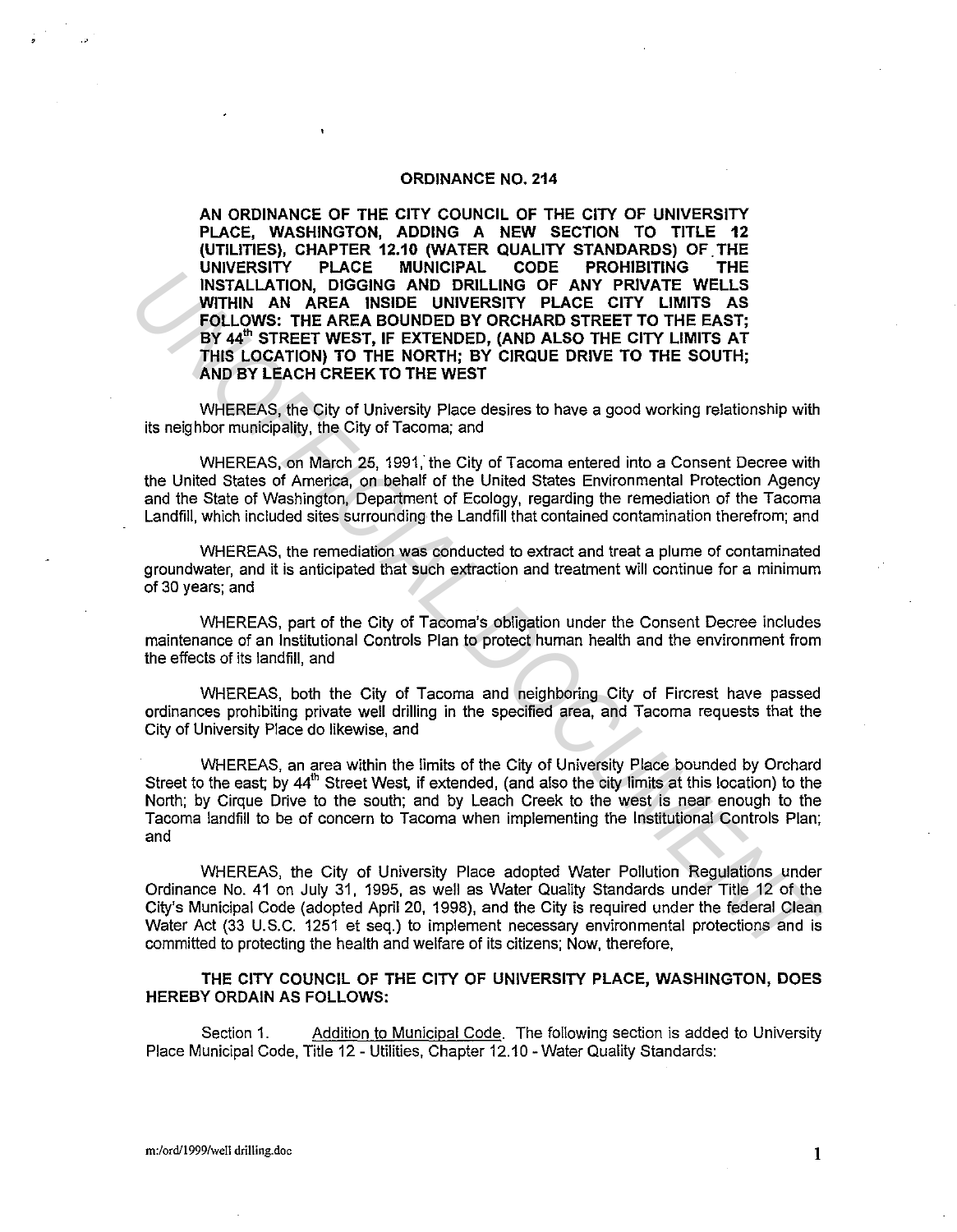**ORDINANCE NO. 214**

**AN ORDINANCE OF THE CITY COUNCIL OF THE CITY OF UNIVERSITY PLACE, WASHINGTON, ADDING A NEW SECTION TO TITLE 12 (UTILITIES), CHAPTER 12.10 (WATER QUALITY STANDARDS) OF THE UNIVERSITY PLACE MUNICIPAL CODE PROHIBITING THE INSTALLATION, DIGGING AND DRILLING OF ANY PRIVATE WELLS WITHIN AN AREA INSIDE UNIVERSITY PLACE CITY LIMITS AS FOLLOWS: THE AREA BOUNDED BY ORCHARD STREET TO THE EAST; BY 44th STREET WEST, IF EXTENDED, (AND ALSO THE CITY LIMITS AT THIS LOCATION) TO THE NORTH; BY CIRQUE DRIVE TO THE SOUTH; AND BY LEACH CREEK TO THE WEST**

WHEREAS, the City of University Place desires to have a good working relationship with its neighbor municipality, the City of Tacoma; and

WHEREAS, on March 25, 1991, the City of Tacoma entered into a Consent Decree with the United States of America, on behalf of the United States Environmental Protection Agency and the State of Washington, Department of Ecology, regarding the remediation of the Tacoma Landfill, which included sites surrounding the Landfill that contained contamination therefrom; and

WHEREAS, the remediation was conducted to extract and treat a plume of contaminated groundwater, and it is anticipated that such extraction and treatment will continue for a minimum of 30 years; and

WHEREAS, part of the City of Tacoma's obligation under the Consent Decree includes maintenance of an Institutional Controls Plan to protect human health and the environment from the effects of its landfill, and

WHEREAS, both the City of Tacoma and neighboring City of Fircrest have passed ordinances prohibiting private well drilling in the specified area, and Tacoma requests that the City of University Place do likewise, and

WHEREAS, an area within the limits of the City of University Place bounded by Orchard Street to the east; by 44th Street West, if extended, (and also the city limits at this location) to the North; by Cirque Drive to the south; and by Leach Creek to the west is near enough to the Tacoma landfill to be of concern to Tacoma when implementing the Institutional Controls Plan; and

WHEREAS, the City of University Place adopted Water Pollution Regulations under Ordinance No. 41 on July 31, 1995, as well as Water Quality Standards under Title 12 of the City's Municipal Code (adopted April 20, 1998), and the City is required under the federal Clean Water Act (33 U.S.C. 1251 et seq.) to implement necessary environmental protections and is committed to protecting the health and welfare of its citizens; Now, therefore,

**THE CITY COUNCIL OF THE CITY OF UNIVERSITY PLACE, WASHINGTON, DOES HEREBY ORDAIN AS FOLLOWS:**

Section 1. Addition to Municipal Code. The following section is added to University Place Municipal Code, Title 12 - Utilities, Chapter 12.10 - Water Quality Standards:

m:/ord/1999/well drilling.doc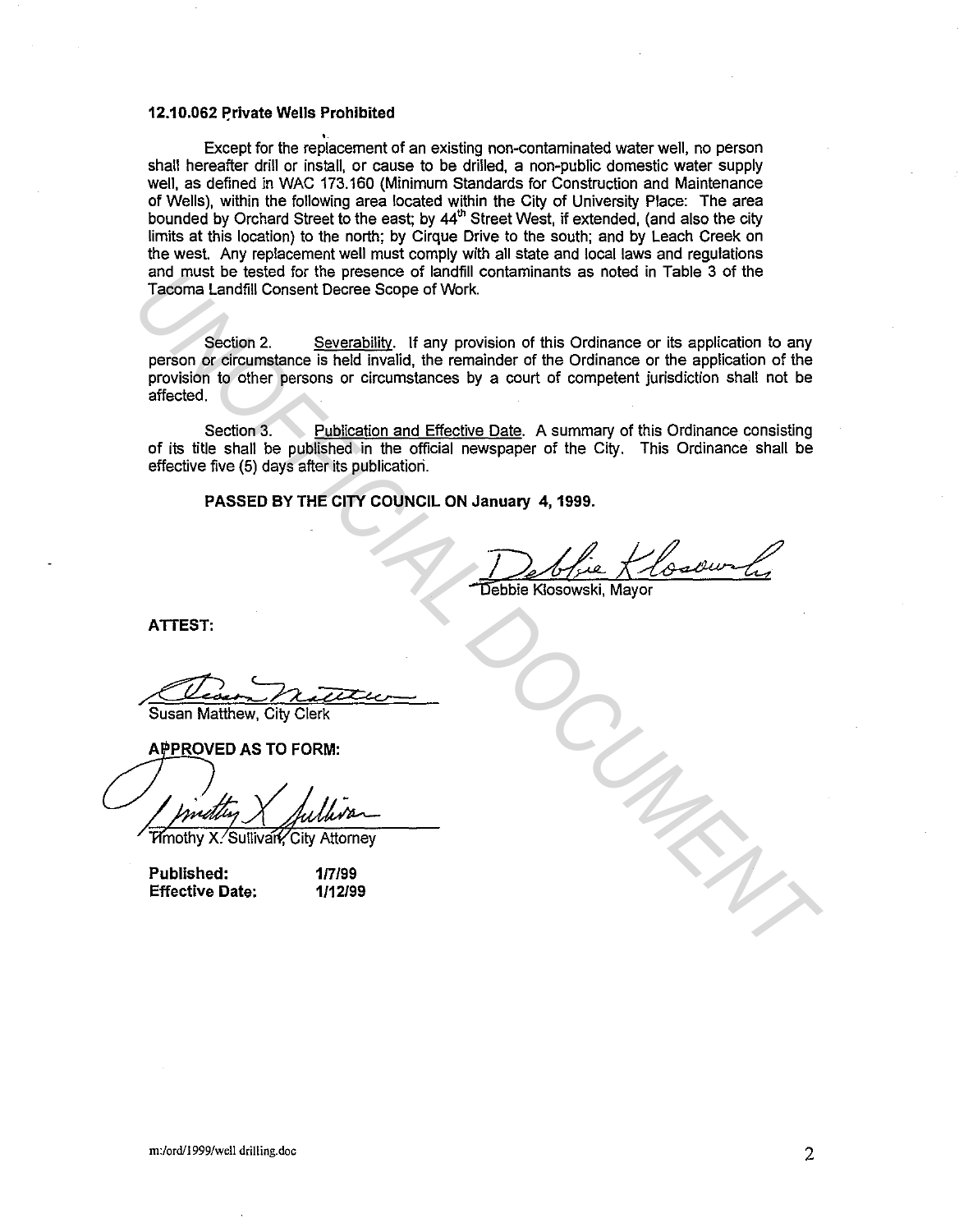**12.10.062 Private Wells Prohibited**

Except for the replacement of an existing non-contaminated water well, no person shall hereafter drill or install, or cause to be drilled, a non-public domestic water supply well, as defined in WAC 173.160 (Minimum Standards for Construction and Maintenance of Wells), within the following area located within the City of University Place: The area bounded by Orchard Street to the east; by 44th Street West, if extended, (and also the city limits at this location) to the north; by Cirque Drive to the south; and by Leach Creek on the west. Any replacement well must comply with all state and local laws and regulations and must be tested for the presence of landfill contaminants as noted in Table 3 of the Tacoma Landfill Consent Decree Scope of Work.

Section 2. Severability. If any provision of this Ordinance or its application to any person or circumstance is held invalid, the remainder of the Ordinance or the application of the provision to other persons or circumstances by a court of competent jurisdiction shall not be affected.

Section 3. Publication and Effective Date. A summary of this Ordinance consisting of its title shall be published in the official newspaper of the City. This Ordinance shall be effective five (5) days after its publication.

**PASSED BY THE CITY COUNCIL ON January 4, 1999.**

Debbie Klosowski, Mayor

**ATTEST:**

Susan Matthew, City Clerk

**APPROVED AS TO FORM:**

Timothy X. Sullivan, City Attorney

**Published:** 1/7/99
**Effective Date:** 1/12/99

m:/ord/1999/well drilling.doc